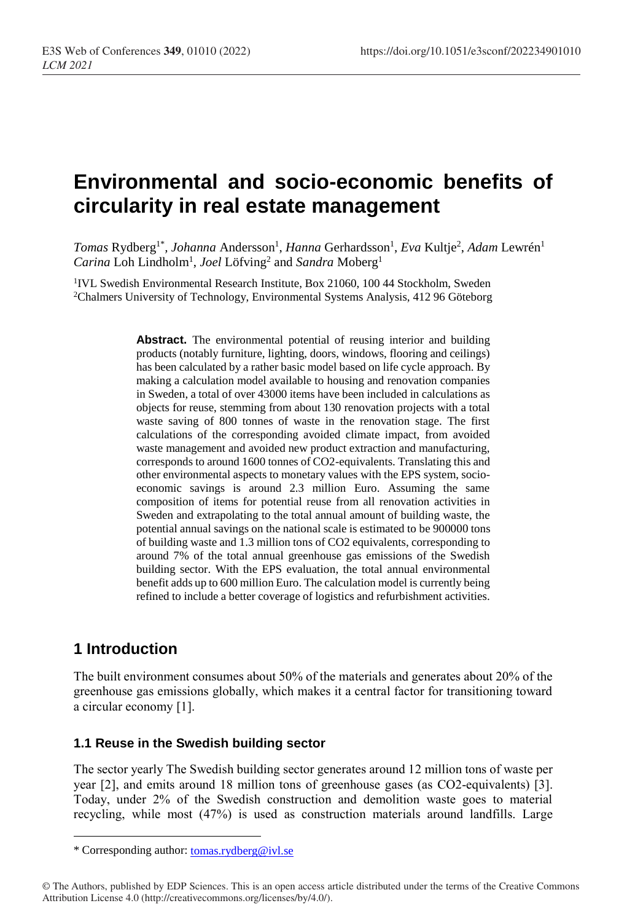# Environmental and socio-economic benefits of circularity in real estate management

*Tomas* Rydberg[1*], *Johanna* Andersson[1], *Hanna* Gerhardsson[1], *Eva* Kultje[2], *Adam* Lewrén[1] *Carina* Loh Lindholm[1], *Joel* Löfving[2] and *Sandra* Moberg[1]

[1]IVL Swedish Environmental Research Institute, Box 21060, 100 44 Stockholm, Sweden
[2]Chalmers University of Technology, Environmental Systems Analysis, 412 96 Göteborg

**Abstract.** The environmental potential of reusing interior and building products (notably furniture, lighting, doors, windows, flooring and ceilings) has been calculated by a rather basic model based on life cycle approach. By making a calculation model available to housing and renovation companies in Sweden, a total of over 43000 items have been included in calculations as objects for reuse, stemming from about 130 renovation projects with a total waste saving of 800 tonnes of waste in the renovation stage. The first calculations of the corresponding avoided climate impact, from avoided waste management and avoided new product extraction and manufacturing, corresponds to around 1600 tonnes of CO2-equivalents. Translating this and other environmental aspects to monetary values with the EPS system, socio-economic savings is around 2.3 million Euro. Assuming the same composition of items for potential reuse from all renovation activities in Sweden and extrapolating to the total annual amount of building waste, the potential annual savings on the national scale is estimated to be 900000 tons of building waste and 1.3 million tons of CO2 equivalents, corresponding to around 7% of the total annual greenhouse gas emissions of the Swedish building sector. With the EPS evaluation, the total annual environmental benefit adds up to 600 million Euro. The calculation model is currently being refined to include a better coverage of logistics and refurbishment activities.

## 1 Introduction

The built environment consumes about 50% of the materials and generates about 20% of the greenhouse gas emissions globally, which makes it a central factor for transitioning toward a circular economy [1].

### 1.1 Reuse in the Swedish building sector

The sector yearly The Swedish building sector generates around 12 million tons of waste per year [2], and emits around 18 million tons of greenhouse gases (as CO2-equivalents) [3]. Today, under 2% of the Swedish construction and demolition waste goes to material recycling, while most (47%) is used as construction materials around landfills. Large

* Corresponding author: tomas.rydberg@ivl.se

© The Authors, published by EDP Sciences. This is an open access article distributed under the terms of the Creative Commons Attribution License 4.0 (http://creativecommons.org/licenses/by/4.0/).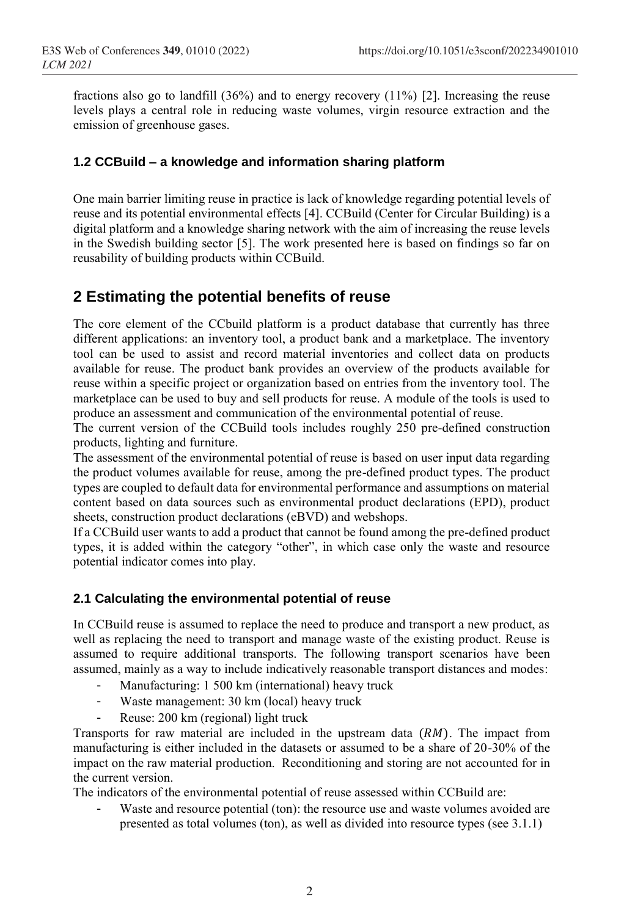fractions also go to landfill (36%) and to energy recovery (11%) [2]. Increasing the reuse levels plays a central role in reducing waste volumes, virgin resource extraction and the emission of greenhouse gases.

### 1.2 CCBuild – a knowledge and information sharing platform

One main barrier limiting reuse in practice is lack of knowledge regarding potential levels of reuse and its potential environmental effects [4]. CCBuild (Center for Circular Building) is a digital platform and a knowledge sharing network with the aim of increasing the reuse levels in the Swedish building sector [5]. The work presented here is based on findings so far on reusability of building products within CCBuild.

## 2 Estimating the potential benefits of reuse

The core element of the CCbuild platform is a product database that currently has three different applications: an inventory tool, a product bank and a marketplace. The inventory tool can be used to assist and record material inventories and collect data on products available for reuse. The product bank provides an overview of the products available for reuse within a specific project or organization based on entries from the inventory tool. The marketplace can be used to buy and sell products for reuse. A module of the tools is used to produce an assessment and communication of the environmental potential of reuse.

The current version of the CCBuild tools includes roughly 250 pre-defined construction products, lighting and furniture.

The assessment of the environmental potential of reuse is based on user input data regarding the product volumes available for reuse, among the pre-defined product types. The product types are coupled to default data for environmental performance and assumptions on material content based on data sources such as environmental product declarations (EPD), product sheets, construction product declarations (eBVD) and webshops.

If a CCBuild user wants to add a product that cannot be found among the pre-defined product types, it is added within the category "other", in which case only the waste and resource potential indicator comes into play.

### 2.1 Calculating the environmental potential of reuse

In CCBuild reuse is assumed to replace the need to produce and transport a new product, as well as replacing the need to transport and manage waste of the existing product. Reuse is assumed to require additional transports. The following transport scenarios have been assumed, mainly as a way to include indicatively reasonable transport distances and modes:

- Manufacturing: 1 500 km (international) heavy truck
- Waste management: 30 km (local) heavy truck
- Reuse: 200 km (regional) light truck

Transports for raw material are included in the upstream data ($RM$). The impact from manufacturing is either included in the datasets or assumed to be a share of 20-30% of the impact on the raw material production. Reconditioning and storing are not accounted for in the current version.

The indicators of the environmental potential of reuse assessed within CCBuild are:

- Waste and resource potential (ton): the resource use and waste volumes avoided are presented as total volumes (ton), as well as divided into resource types (see 3.1.1)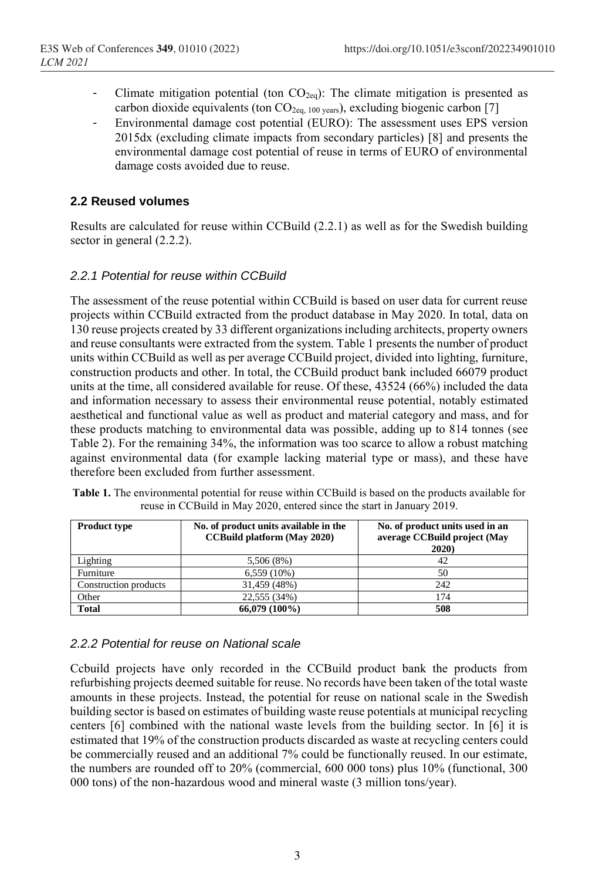- Climate mitigation potential (ton $CO_{2eq}$): The climate mitigation is presented as carbon dioxide equivalents (ton $CO_{2eq,\ 100\ years}$), excluding biogenic carbon [7]
- Environmental damage cost potential (EURO): The assessment uses EPS version 2015dx (excluding climate impacts from secondary particles) [8] and presents the environmental damage cost potential of reuse in terms of EURO of environmental damage costs avoided due to reuse.

### 2.2 Reused volumes

Results are calculated for reuse within CCBuild (2.2.1) as well as for the Swedish building sector in general (2.2.2).

#### *2.2.1 Potential for reuse within CCBuild*

The assessment of the reuse potential within CCBuild is based on user data for current reuse projects within CCBuild extracted from the product database in May 2020. In total, data on 130 reuse projects created by 33 different organizations including architects, property owners and reuse consultants were extracted from the system. Table 1 presents the number of product units within CCBuild as well as per average CCBuild project, divided into lighting, furniture, construction products and other. In total, the CCBuild product bank included 66079 product units at the time, all considered available for reuse. Of these, 43524 (66%) included the data and information necessary to assess their environmental reuse potential, notably estimated aesthetical and functional value as well as product and material category and mass, and for these products matching to environmental data was possible, adding up to 814 tonnes (see Table 2). For the remaining 34%, the information was too scarce to allow a robust matching against environmental data (for example lacking material type or mass), and these have therefore been excluded from further assessment.

**Table 1.** The environmental potential for reuse within CCBuild is based on the products available for reuse in CCBuild in May 2020, entered since the start in January 2019.

| Product type | No. of product units available in the CCBuild platform (May 2020) | No. of product units used in an average CCBuild project (May 2020) |
|---|---|---|
| Lighting | 5,506 (8%) | 42 |
| Furniture | 6,559 (10%) | 50 |
| Construction products | 31,459 (48%) | 242 |
| Other | 22,555 (34%) | 174 |
| **Total** | **66,079 (100%)** | **508** |

#### *2.2.2 Potential for reuse on National scale*

Ccbuild projects have only recorded in the CCBuild product bank the products from refurbishing projects deemed suitable for reuse. No records have been taken of the total waste amounts in these projects. Instead, the potential for reuse on national scale in the Swedish building sector is based on estimates of building waste reuse potentials at municipal recycling centers [6] combined with the national waste levels from the building sector. In [6] it is estimated that 19% of the construction products discarded as waste at recycling centers could be commercially reused and an additional 7% could be functionally reused. In our estimate, the numbers are rounded off to 20% (commercial, 600 000 tons) plus 10% (functional, 300 000 tons) of the non-hazardous wood and mineral waste (3 million tons/year).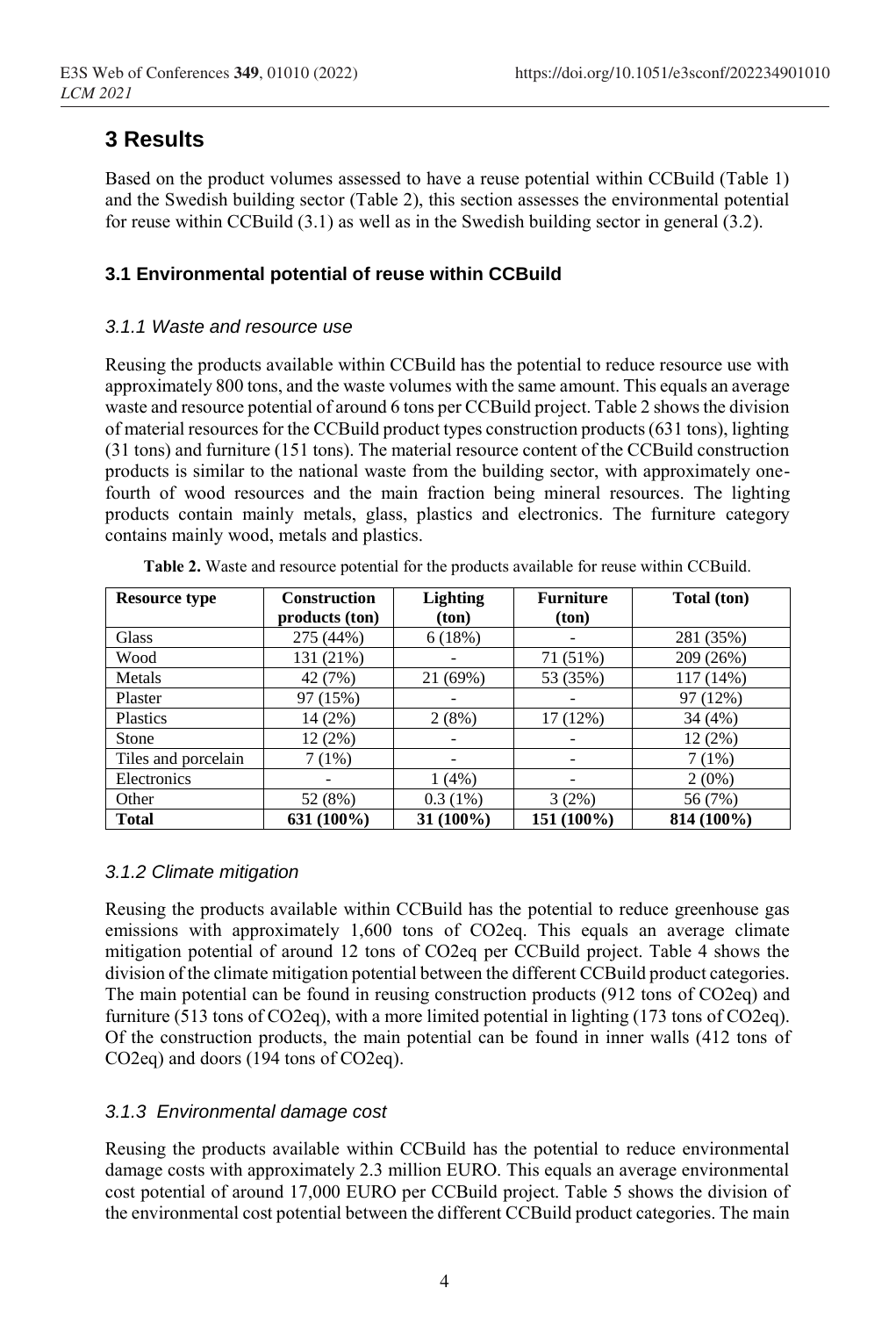# 3 Results

Based on the product volumes assessed to have a reuse potential within CCBuild (Table 1) and the Swedish building sector (Table 2), this section assesses the environmental potential for reuse within CCBuild (3.1) as well as in the Swedish building sector in general (3.2).

## 3.1 Environmental potential of reuse within CCBuild

### *3.1.1 Waste and resource use*

Reusing the products available within CCBuild has the potential to reduce resource use with approximately 800 tons, and the waste volumes with the same amount. This equals an average waste and resource potential of around 6 tons per CCBuild project. Table 2 shows the division of material resources for the CCBuild product types construction products (631 tons), lighting (31 tons) and furniture (151 tons). The material resource content of the CCBuild construction products is similar to the national waste from the building sector, with approximately one-fourth of wood resources and the main fraction being mineral resources. The lighting products contain mainly metals, glass, plastics and electronics. The furniture category contains mainly wood, metals and plastics.

**Table 2.** Waste and resource potential for the products available for reuse within CCBuild.

| Resource type | Construction products (ton) | Lighting (ton) | Furniture (ton) | Total (ton) |
|---|---|---|---|---|
| Glass | 275 (44%) | 6 (18%) | - | 281 (35%) |
| Wood | 131 (21%) | - | 71 (51%) | 209 (26%) |
| Metals | 42 (7%) | 21 (69%) | 53 (35%) | 117 (14%) |
| Plaster | 97 (15%) | - | - | 97 (12%) |
| Plastics | 14 (2%) | 2 (8%) | 17 (12%) | 34 (4%) |
| Stone | 12 (2%) | - | - | 12 (2%) |
| Tiles and porcelain | 7 (1%) | - | - | 7 (1%) |
| Electronics | - | 1 (4%) | - | 2 (0%) |
| Other | 52 (8%) | 0.3 (1%) | 3 (2%) | 56 (7%) |
| **Total** | **631 (100%)** | **31 (100%)** | **151 (100%)** | **814 (100%)** |

### *3.1.2 Climate mitigation*

Reusing the products available within CCBuild has the potential to reduce greenhouse gas emissions with approximately 1,600 tons of CO2eq. This equals an average climate mitigation potential of around 12 tons of CO2eq per CCBuild project. Table 4 shows the division of the climate mitigation potential between the different CCBuild product categories. The main potential can be found in reusing construction products (912 tons of CO2eq) and furniture (513 tons of CO2eq), with a more limited potential in lighting (173 tons of CO2eq). Of the construction products, the main potential can be found in inner walls (412 tons of CO2eq) and doors (194 tons of CO2eq).

### *3.1.3 Environmental damage cost*

Reusing the products available within CCBuild has the potential to reduce environmental damage costs with approximately 2.3 million EURO. This equals an average environmental cost potential of around 17,000 EURO per CCBuild project. Table 5 shows the division of the environmental cost potential between the different CCBuild product categories. The main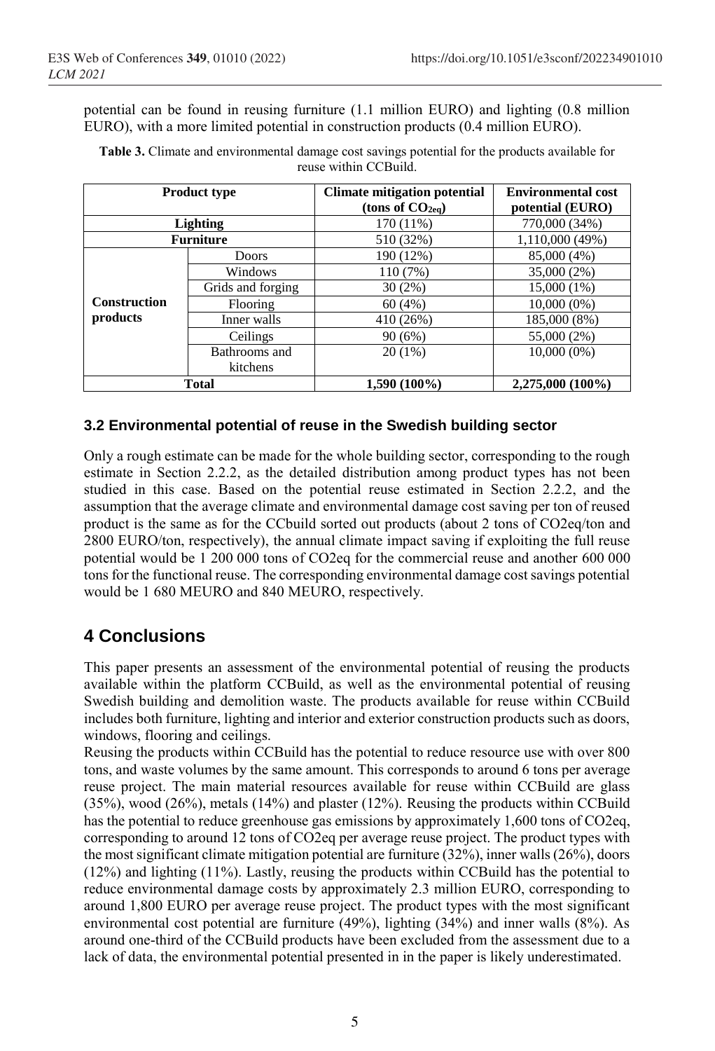potential can be found in reusing furniture (1.1 million EURO) and lighting (0.8 million EURO), with a more limited potential in construction products (0.4 million EURO).

**Table 3.** Climate and environmental damage cost savings potential for the products available for reuse within CCBuild.

| Product type | | Climate mitigation potential (tons of $CO_{2eq}$) | Environmental cost potential (EURO) |
|---|---|---|---|
| Lighting | | 170 (11%) | 770,000 (34%) |
| Furniture | | 510 (32%) | 1,110,000 (49%) |
| Construction products | Doors | 190 (12%) | 85,000 (4%) |
| | Windows | 110 (7%) | 35,000 (2%) |
| | Grids and forging | 30 (2%) | 15,000 (1%) |
| | Flooring | 60 (4%) | 10,000 (0%) |
| | Inner walls | 410 (26%) | 185,000 (8%) |
| | Ceilings | 90 (6%) | 55,000 (2%) |
| | Bathrooms and kitchens | 20 (1%) | 10,000 (0%) |
| **Total** | | **1,590 (100%)** | **2,275,000 (100%)** |

### 3.2 Environmental potential of reuse in the Swedish building sector

Only a rough estimate can be made for the whole building sector, corresponding to the rough estimate in Section 2.2.2, as the detailed distribution among product types has not been studied in this case. Based on the potential reuse estimated in Section 2.2.2, and the assumption that the average climate and environmental damage cost saving per ton of reused product is the same as for the CCbuild sorted out products (about 2 tons of CO2eq/ton and 2800 EURO/ton, respectively), the annual climate impact saving if exploiting the full reuse potential would be 1 200 000 tons of CO2eq for the commercial reuse and another 600 000 tons for the functional reuse. The corresponding environmental damage cost savings potential would be 1 680 MEURO and 840 MEURO, respectively.

## 4 Conclusions

This paper presents an assessment of the environmental potential of reusing the products available within the platform CCBuild, as well as the environmental potential of reusing Swedish building and demolition waste. The products available for reuse within CCBuild includes both furniture, lighting and interior and exterior construction products such as doors, windows, flooring and ceilings.

Reusing the products within CCBuild has the potential to reduce resource use with over 800 tons, and waste volumes by the same amount. This corresponds to around 6 tons per average reuse project. The main material resources available for reuse within CCBuild are glass (35%), wood (26%), metals (14%) and plaster (12%). Reusing the products within CCBuild has the potential to reduce greenhouse gas emissions by approximately 1,600 tons of CO2eq, corresponding to around 12 tons of CO2eq per average reuse project. The product types with the most significant climate mitigation potential are furniture (32%), inner walls (26%), doors (12%) and lighting (11%). Lastly, reusing the products within CCBuild has the potential to reduce environmental damage costs by approximately 2.3 million EURO, corresponding to around 1,800 EURO per average reuse project. The product types with the most significant environmental cost potential are furniture (49%), lighting (34%) and inner walls (8%). As around one-third of the CCBuild products have been excluded from the assessment due to a lack of data, the environmental potential presented in in the paper is likely underestimated.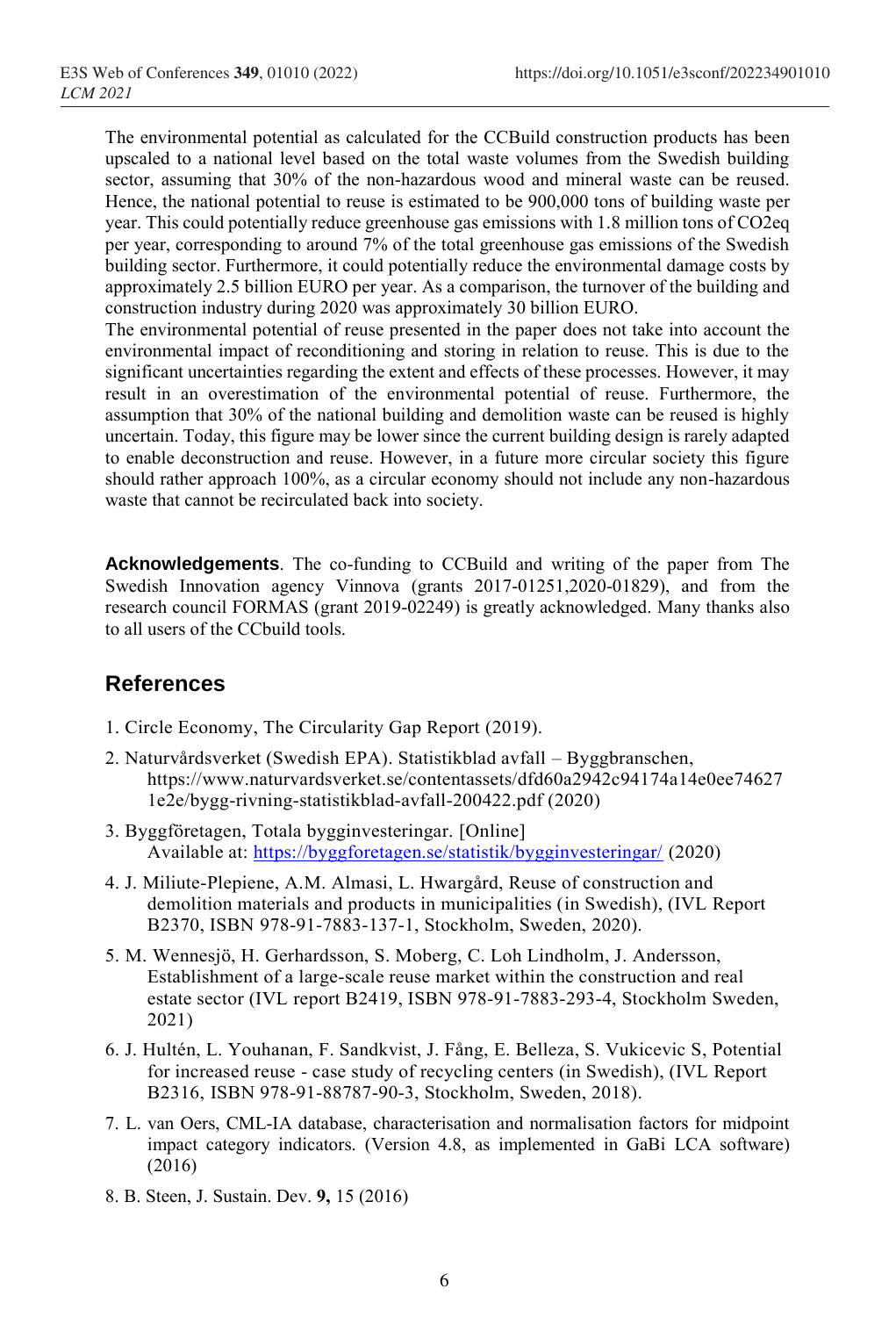The environmental potential as calculated for the CCBuild construction products has been upscaled to a national level based on the total waste volumes from the Swedish building sector, assuming that 30% of the non-hazardous wood and mineral waste can be reused. Hence, the national potential to reuse is estimated to be 900,000 tons of building waste per year. This could potentially reduce greenhouse gas emissions with 1.8 million tons of $CO_2eq$ per year, corresponding to around 7% of the total greenhouse gas emissions of the Swedish building sector. Furthermore, it could potentially reduce the environmental damage costs by approximately 2.5 billion EURO per year. As a comparison, the turnover of the building and construction industry during 2020 was approximately 30 billion EURO.

The environmental potential of reuse presented in the paper does not take into account the environmental impact of reconditioning and storing in relation to reuse. This is due to the significant uncertainties regarding the extent and effects of these processes. However, it may result in an overestimation of the environmental potential of reuse. Furthermore, the assumption that 30% of the national building and demolition waste can be reused is highly uncertain. Today, this figure may be lower since the current building design is rarely adapted to enable deconstruction and reuse. However, in a future more circular society this figure should rather approach 100%, as a circular economy should not include any non-hazardous waste that cannot be recirculated back into society.

**Acknowledgements**. The co-funding to CCBuild and writing of the paper from The Swedish Innovation agency Vinnova (grants 2017-01251,2020-01829), and from the research council FORMAS (grant 2019-02249) is greatly acknowledged. Many thanks also to all users of the CCbuild tools.

## References

1. Circle Economy, The Circularity Gap Report (2019).
2. Naturvårdsverket (Swedish EPA). Statistikblad avfall – Byggbranschen, https://www.naturvardsverket.se/contentassets/dfd60a2942c94174a14e0ee74627 1e2e/bygg-rivning-statistikblad-avfall-200422.pdf (2020)
3. Byggföretagen, Totala bygginvesteringar. [Online] Available at: https://byggforetagen.se/statistik/bygginvesteringar/ (2020)
4. J. Miliute-Plepiene, A.M. Almasi, L. Hwargård, Reuse of construction and demolition materials and products in municipalities (in Swedish), (IVL Report B2370, ISBN 978-91-7883-137-1, Stockholm, Sweden, 2020).
5. M. Wennesjö, H. Gerhardsson, S. Moberg, C. Loh Lindholm, J. Andersson, Establishment of a large-scale reuse market within the construction and real estate sector (IVL report B2419, ISBN 978-91-7883-293-4, Stockholm Sweden, 2021)
6. J. Hultén, L. Youhanan, F. Sandkvist, J. Fång, E. Belleza, S. Vukicevic S, Potential for increased reuse - case study of recycling centers (in Swedish), (IVL Report B2316, ISBN 978-91-88787-90-3, Stockholm, Sweden, 2018).
7. L. van Oers, CML-IA database, characterisation and normalisation factors for midpoint impact category indicators. (Version 4.8, as implemented in GaBi LCA software) (2016)
8. B. Steen, J. Sustain. Dev. **9,** 15 (2016)